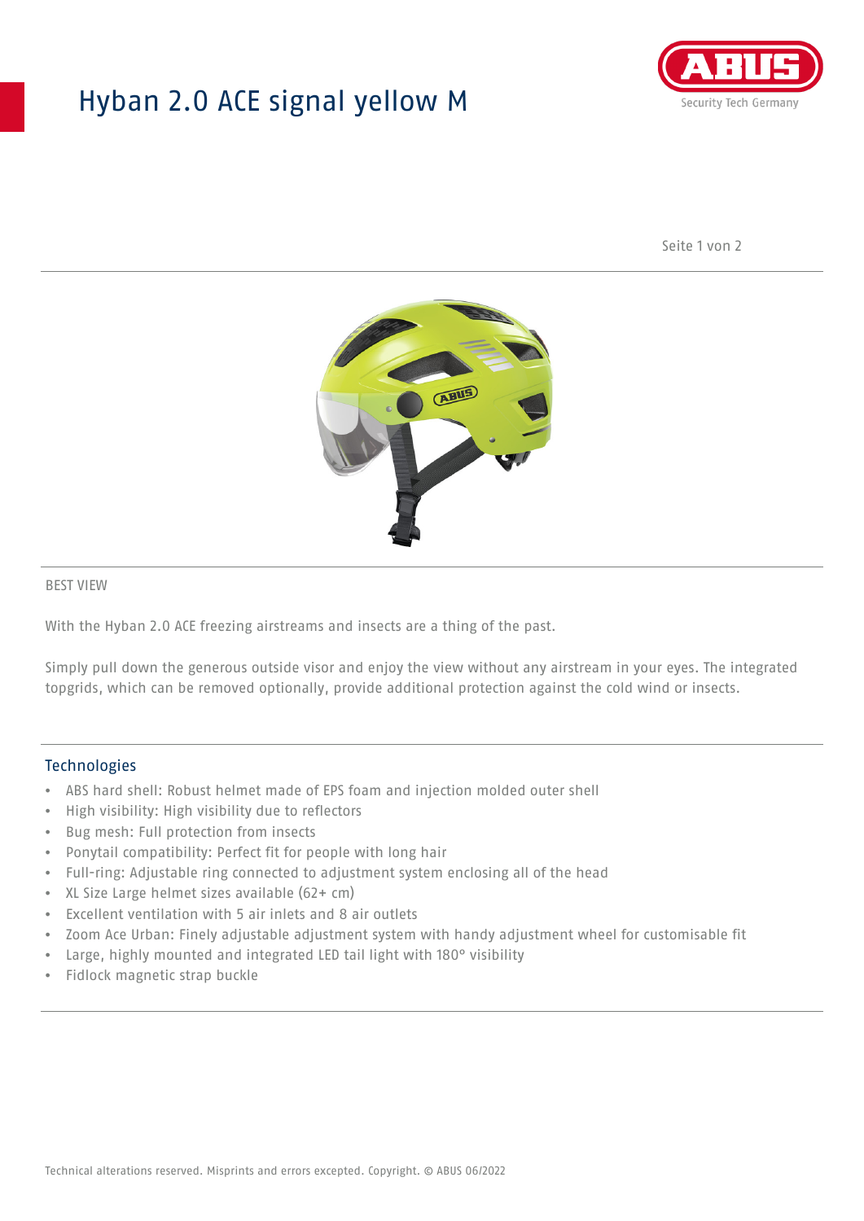# Hyban 2.0 ACE signal yellow M

BEST VIEW

With the Hyban 2.0 ACE freezing airstreams and insects are a thing of the past.

Simply pull down the generous outside visor and enjoy the view without any airstream in your eyes. The integrated topgrids, which can be removed optionally, provide additional protection against the cold wind or insects.

## Technologies

- ABS hard shell: Robust helmet made of EPS foam and injection molded outer shell
- High visibility: High visibility due to reflectors
- Bug mesh: Full protection from insects
- Ponytail compatibility: Perfect fit for people with long hair
- Full-ring: Adjustable ring connected to adjustment system enclosing all of the head
- XL Size Large helmet sizes available (62+ cm)
- Excellent ventilation with 5 air inlets and 8 air outlets
- Zoom Ace Urban: Finely adjustable adjustment system with handy adjustment wheel for customisable fit
- Large, highly mounted and integrated LED tail light with 180° visibility
- Fidlock magnetic strap buckle

Technical alterations reserved. Misprints and errors excepted. Copyright. © ABUS 06/2022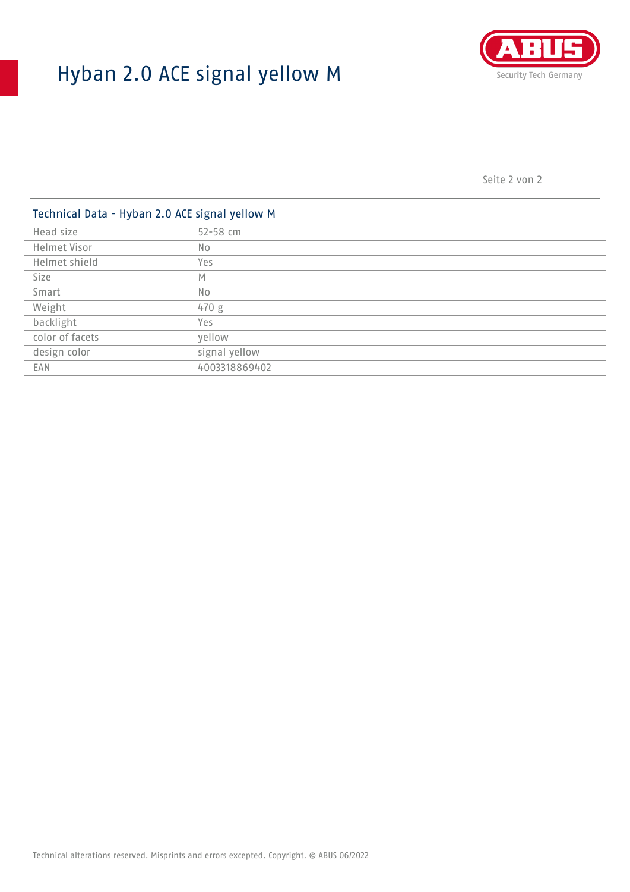# Hyban 2.0 ACE signal yellow M

## Technical Data - Hyban 2.0 ACE signal yellow M

| | |
|---|---|
| Head size | 52-58 cm |
| Helmet Visor | No |
| Helmet shield | Yes |
| Size | M |
| Smart | No |
| Weight | 470 g |
| backlight | Yes |
| color of facets | yellow |
| design color | signal yellow |
| EAN | 4003318869402 |

Technical alterations reserved. Misprints and errors excepted. Copyright. © ABUS 06/2022